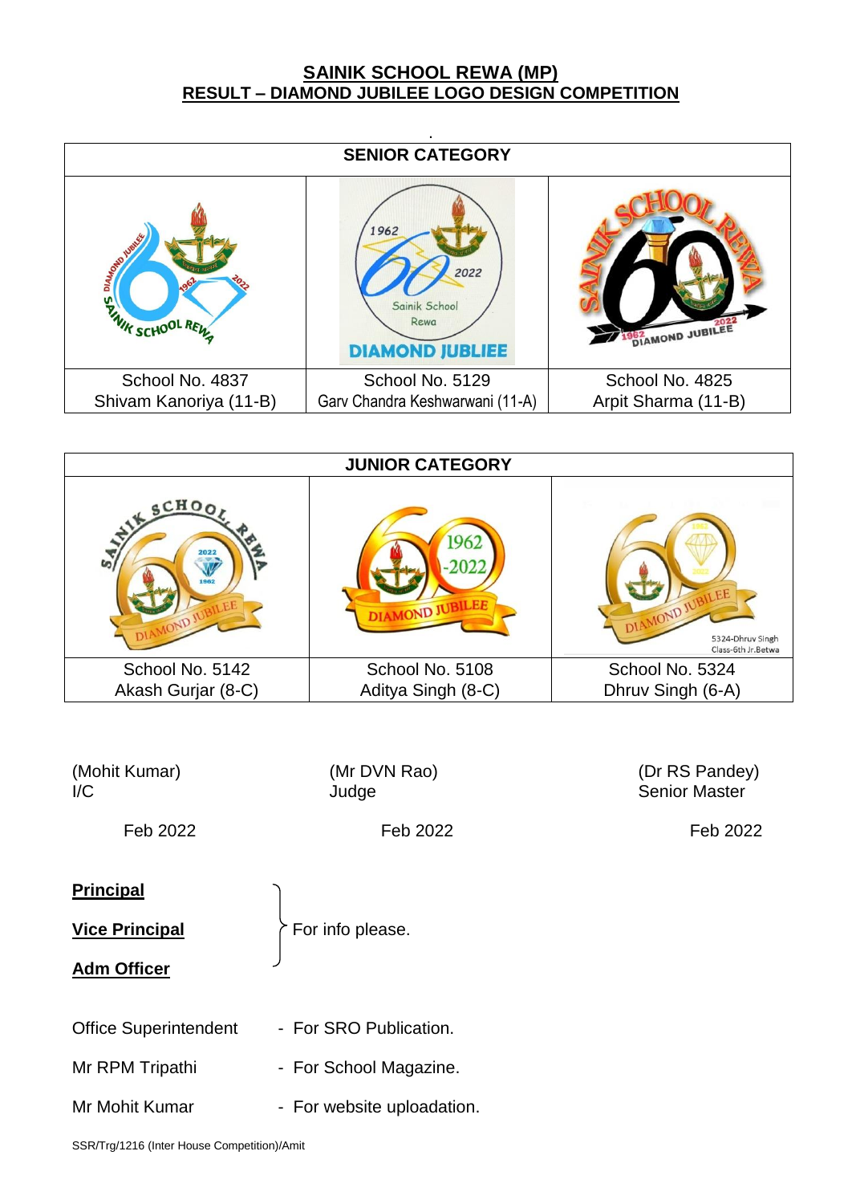# SAINIK SCHOOL REWA (MP)
## RESULT – DIAMOND JUBILEE LOGO DESIGN COMPETITION

| SENIOR CATEGORY | | |
|---|---|---|
| School No. 4837<br>Shivam Kanoriya (11-B) | School No. 5129<br>Garv Chandra Keshwarwani (11-A) | School No. 4825<br>Arpit Sharma (11-B) |

| JUNIOR CATEGORY | | |
|---|---|---|
| School No. 5142<br>Akash Gurjar (8-C) | School No. 5108<br>Aditya Singh (8-C) | School No. 5324<br>Dhruv Singh (6-A) |

| (Mohit Kumar)<br>I/C | (Mr DVN Rao)<br>Judge | (Dr RS Pandey)<br>Senior Master |
|---|---|---|
| Feb 2022 | Feb 2022 | Feb 2022 |

**Principal**

**Vice Principal** } For info please.

**Adm Officer**

Office Superintendent - For SRO Publication.

Mr RPM Tripathi - For School Magazine.

Mr Mohit Kumar - For website uploadation.

SSR/Trg/1216 (Inter House Competition)/Amit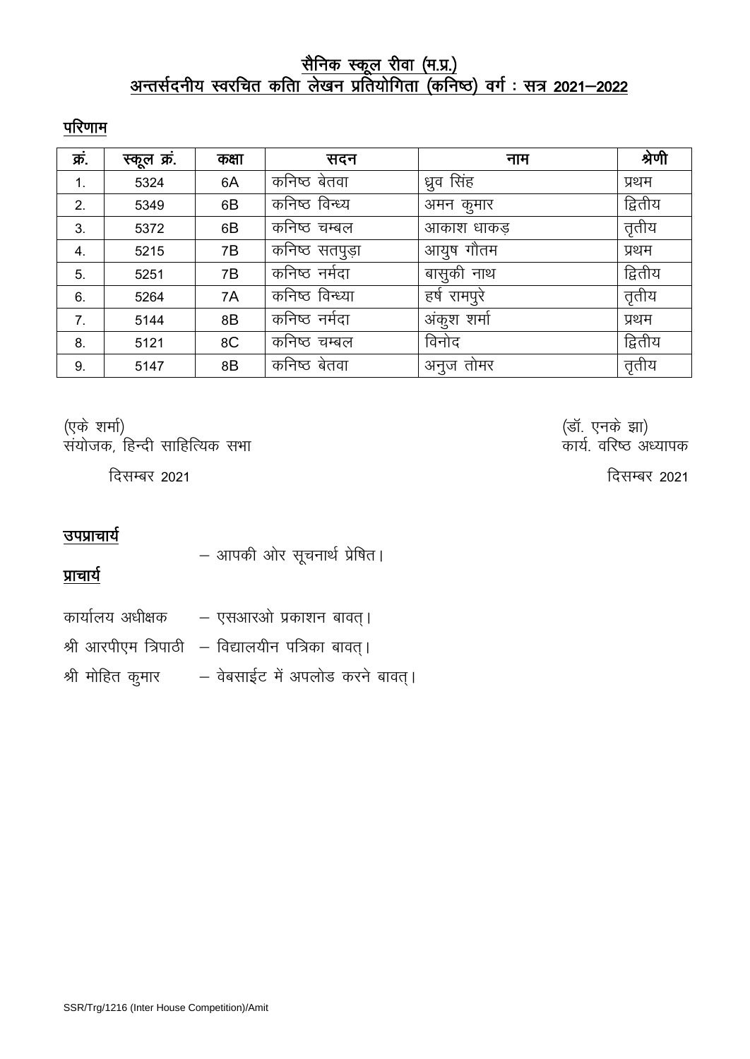# सैनिक स्कूल रीवा (म.प्र.)
## अन्तर्सदनीय स्वरचित कविता लेखन प्रतियोगिता (कनिष्ठ) वर्ग : सत्र 2021–2022

**परिणाम**

| क्रं. | स्कूल क्रं. | कक्षा | सदन | नाम | श्रेणी |
|---|---|---|---|---|---|
| 1. | 5324 | 6A | कनिष्ठ बेतवा | ध्रुव सिंह | प्रथम |
| 2. | 5349 | 6B | कनिष्ठ विन्ध्य | अमन कुमार | द्वितीय |
| 3. | 5372 | 6B | कनिष्ठ चम्बल | आकाश धाकड़ | तृतीय |
| 4. | 5215 | 7B | कनिष्ठ सतपुड़ा | आयुष गौतम | प्रथम |
| 5. | 5251 | 7B | कनिष्ठ नर्मदा | बासुकी नाथ | द्वितीय |
| 6. | 5264 | 7A | कनिष्ठ विन्ध्या | हर्ष रामपुरे | तृतीय |
| 7. | 5144 | 8B | कनिष्ठ नर्मदा | अंकुश शर्मा | प्रथम |
| 8. | 5121 | 8C | कनिष्ठ चम्बल | विनोद | द्वितीय |
| 9. | 5147 | 8B | कनिष्ठ बेतवा | अनुज तोमर | तृतीय |

(एके शर्मा)
संयोजक, हिन्दी साहित्यिक सभा

दिसम्बर 2021

(डॉ. एनके झा)
कार्य. वरिष्ठ अध्यापक

दिसम्बर 2021

**उपप्राचार्य**

– आपकी ओर सूचनार्थ प्रेषित।

**प्राचार्य**

कार्यालय अधीक्षक – एसआरओ प्रकाशन बावत्।

श्री आरपीएम त्रिपाठी – विद्यालयीन पत्रिका बावत्।

श्री मोहित कुमार – वेबसाईट में अपलोड करने बावत्।

SSR/Trg/1216 (Inter House Competition)/Amit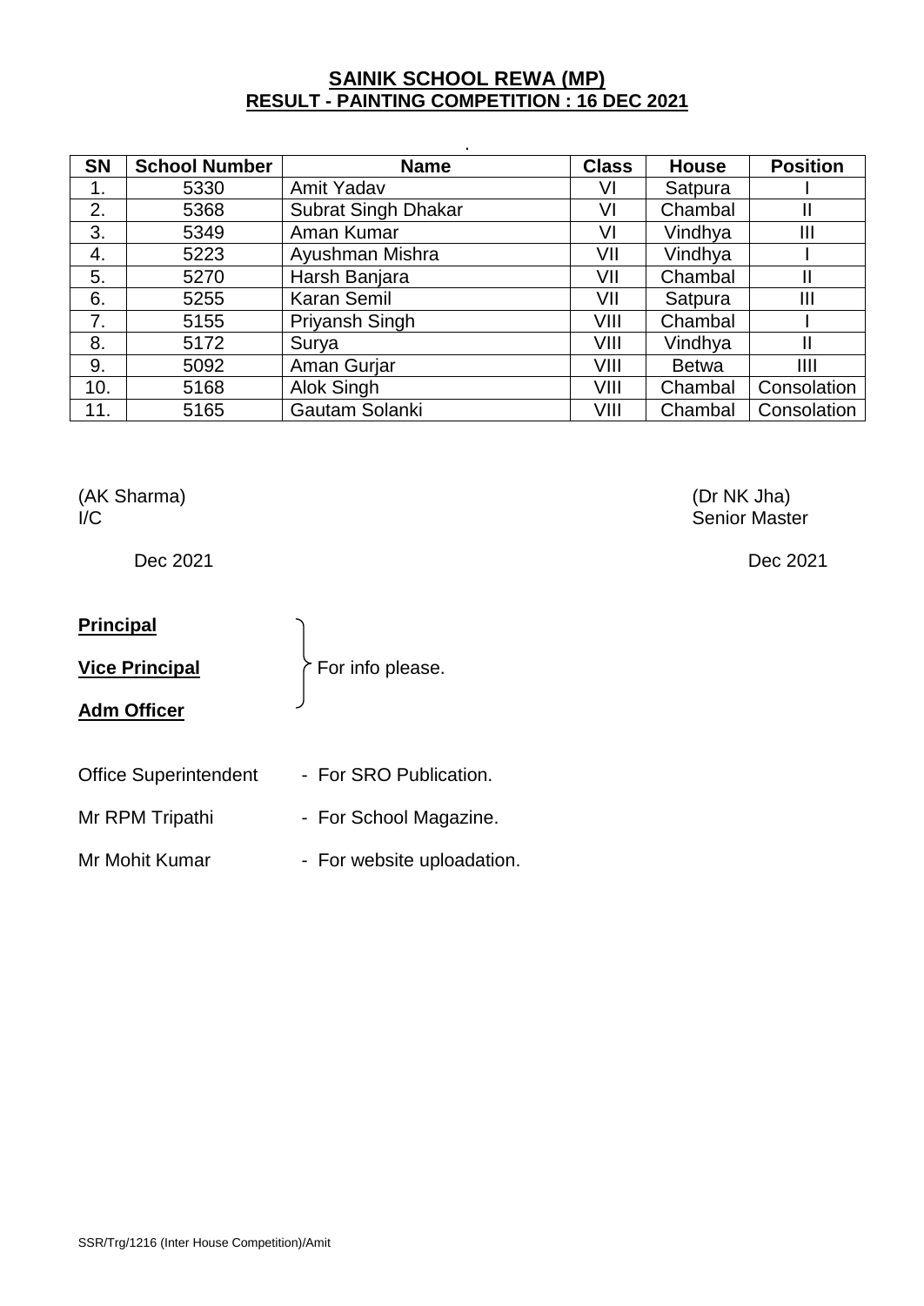**SAINIK SCHOOL REWA (MP)**
**RESULT - PAINTING COMPETITION : 16 DEC 2021**

| SN | School Number | Name | Class | House | Position |
|---|---|---|---|---|---|
| 1. | 5330 | Amit Yadav | VI | Satpura | I |
| 2. | 5368 | Subrat Singh Dhakar | VI | Chambal | II |
| 3. | 5349 | Aman Kumar | VI | Vindhya | III |
| 4. | 5223 | Ayushman Mishra | VII | Vindhya | I |
| 5. | 5270 | Harsh Banjara | VII | Chambal | II |
| 6. | 5255 | Karan Semil | VII | Satpura | III |
| 7. | 5155 | Priyansh Singh | VIII | Chambal | I |
| 8. | 5172 | Surya | VIII | Vindhya | II |
| 9. | 5092 | Aman Gurjar | VIII | Betwa | IIII |
| 10. | 5168 | Alok Singh | VIII | Chambal | Consolation |
| 11. | 5165 | Gautam Solanki | VIII | Chambal | Consolation |

(AK Sharma)
I/C

Dec 2021

(Dr NK Jha)
Senior Master

Dec 2021

**Principal**

**Vice Principal** } For info please.

**Adm Officer**

Office Superintendent - For SRO Publication.

Mr RPM Tripathi - For School Magazine.

Mr Mohit Kumar - For website uploadation.

SSR/Trg/1216 (Inter House Competition)/Amit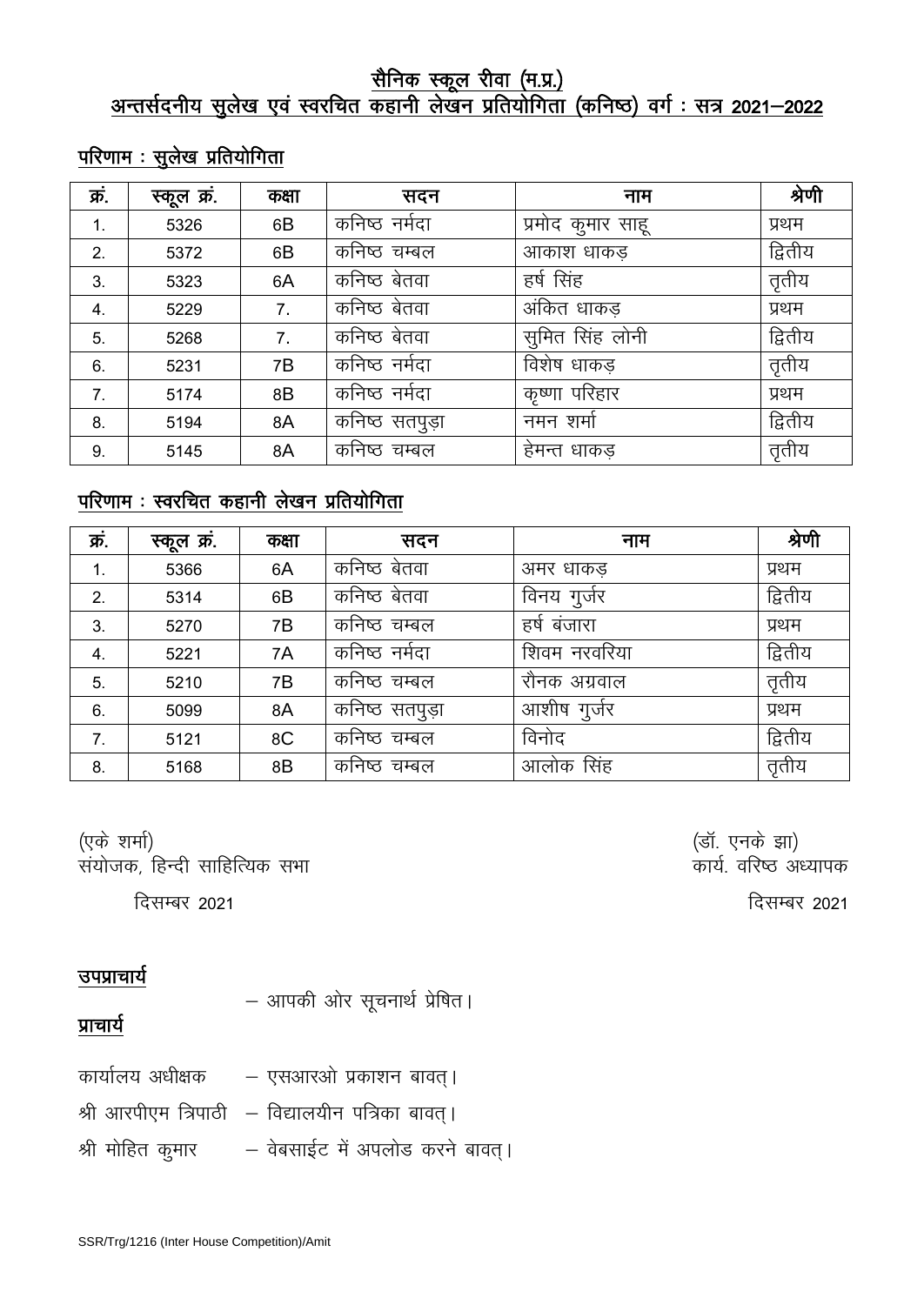# सैनिक स्कूल रीवा (म.प्र.)

## अन्तर्सदनीय सुलेख एवं स्वरचित कहानी लेखन प्रतियोगिता (कनिष्ठ) वर्ग : सत्र 2021–2022

### परिणाम : सुलेख प्रतियोगिता

| क्रं. | स्कूल क्रं. | कक्षा | सदन | नाम | श्रेणी |
|---|---|---|---|---|---|
| 1. | 5326 | 6B | कनिष्ठ नर्मदा | प्रमोद कुमार साहू | प्रथम |
| 2. | 5372 | 6B | कनिष्ठ चम्बल | आकाश धाकड़ | द्वितीय |
| 3. | 5323 | 6A | कनिष्ठ बेतवा | हर्ष सिंह | तृतीय |
| 4. | 5229 | 7. | कनिष्ठ बेतवा | अंकित धाकड़ | प्रथम |
| 5. | 5268 | 7. | कनिष्ठ बेतवा | सुमित सिंह लोनी | द्वितीय |
| 6. | 5231 | 7B | कनिष्ठ नर्मदा | विशेष धाकड़ | तृतीय |
| 7. | 5174 | 8B | कनिष्ठ नर्मदा | कृष्णा परिहार | प्रथम |
| 8. | 5194 | 8A | कनिष्ठ सतपुड़ा | नमन शर्मा | द्वितीय |
| 9. | 5145 | 8A | कनिष्ठ चम्बल | हेमन्त धाकड़ | तृतीय |

### परिणाम : स्वरचित कहानी लेखन प्रतियोगिता

| क्रं. | स्कूल क्रं. | कक्षा | सदन | नाम | श्रेणी |
|---|---|---|---|---|---|
| 1. | 5366 | 6A | कनिष्ठ बेतवा | अमर धाकड़ | प्रथम |
| 2. | 5314 | 6B | कनिष्ठ बेतवा | विनय गुर्जर | द्वितीय |
| 3. | 5270 | 7B | कनिष्ठ चम्बल | हर्ष बंजारा | प्रथम |
| 4. | 5221 | 7A | कनिष्ठ नर्मदा | शिवम नरवरिया | द्वितीय |
| 5. | 5210 | 7B | कनिष्ठ चम्बल | रौनक अग्रवाल | तृतीय |
| 6. | 5099 | 8A | कनिष्ठ सतपुड़ा | आशीष गुर्जर | प्रथम |
| 7. | 5121 | 8C | कनिष्ठ चम्बल | विनोद | द्वितीय |
| 8. | 5168 | 8B | कनिष्ठ चम्बल | आलोक सिंह | तृतीय |

(एके शर्मा)
संयोजक, हिन्दी साहित्यिक सभा
दिसम्बर 2021

(डॉ. एनके झा)
कार्य. वरिष्ठ अध्यापक
दिसम्बर 2021

**उपप्राचार्य**

– आपकी ओर सूचनार्थ प्रेषित।

**प्राचार्य**

कार्यालय अधीक्षक – एसआरओ प्रकाशन बावत्।

श्री आरपीएम त्रिपाठी – विद्यालयीन पत्रिका बावत्।

श्री मोहित कुमार – वेबसाईट में अपलोड करने बावत्।

SSR/Trg/1216 (Inter House Competition)/Amit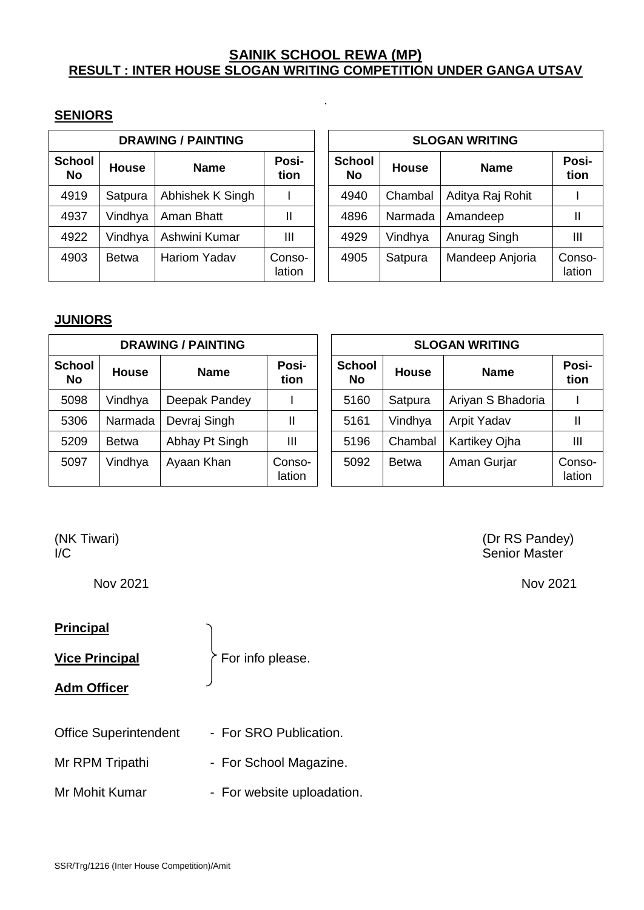# SAINIK SCHOOL REWA (MP)
## RESULT : INTER HOUSE SLOGAN WRITING COMPETITION UNDER GANGA UTSAV

### SENIORS

| DRAWING / PAINTING | | | |
|---|---|---|---|
| School No | House | Name | Position |
| 4919 | Satpura | Abhishek K Singh | I |
| 4937 | Vindhya | Aman Bhatt | II |
| 4922 | Vindhya | Ashwini Kumar | III |
| 4903 | Betwa | Hariom Yadav | Consolation |

| SLOGAN WRITING | | | |
|---|---|---|---|
| School No | House | Name | Position |
| 4940 | Chambal | Aditya Raj Rohit | I |
| 4896 | Narmada | Amandeep | II |
| 4929 | Vindhya | Anurag Singh | III |
| 4905 | Satpura | Mandeep Anjoria | Consolation |

### JUNIORS

| DRAWING / PAINTING | | | |
|---|---|---|---|
| School No | House | Name | Position |
| 5098 | Vindhya | Deepak Pandey | I |
| 5306 | Narmada | Devraj Singh | II |
| 5209 | Betwa | Abhay Pt Singh | III |
| 5097 | Vindhya | Ayaan Khan | Consolation |

| SLOGAN WRITING | | | |
|---|---|---|---|
| School No | House | Name | Position |
| 5160 | Satpura | Ariyan S Bhadoria | I |
| 5161 | Vindhya | Arpit Yadav | II |
| 5196 | Chambal | Kartikey Ojha | III |
| 5092 | Betwa | Aman Gurjar | Consolation |

(NK Tiwari)
I/C

Nov 2021

(Dr RS Pandey)
Senior Master

Nov 2021

**Principal**
**Vice Principal**
**Adm Officer**
} For info please.

Office Superintendent - For SRO Publication.

Mr RPM Tripathi - For School Magazine.

Mr Mohit Kumar - For website uploadation.

SSR/Trg/1216 (Inter House Competition)/Amit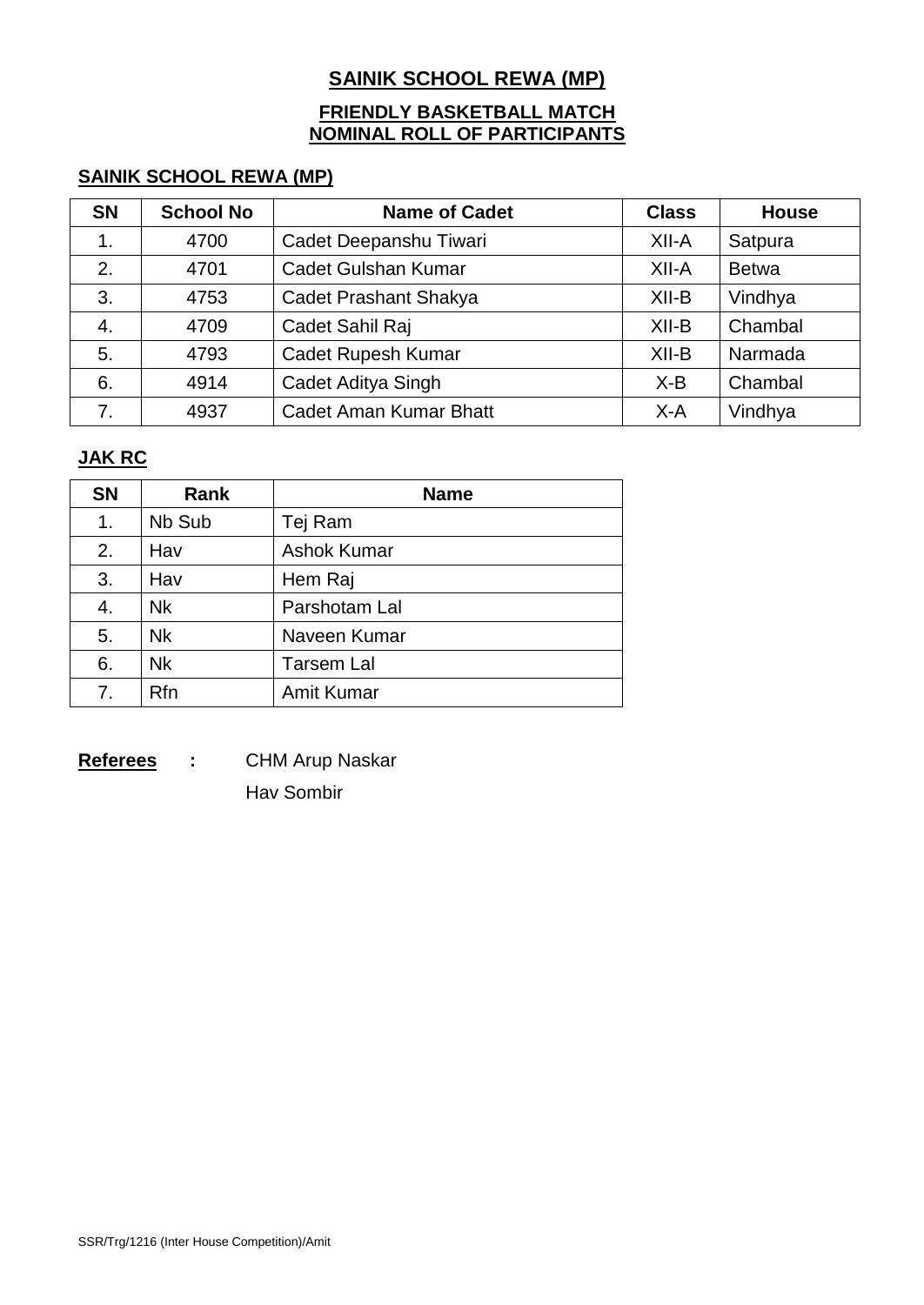# SAINIK SCHOOL REWA (MP)

## FRIENDLY BASKETBALL MATCH
## NOMINAL ROLL OF PARTICIPANTS

### SAINIK SCHOOL REWA (MP)

| SN | School No | Name of Cadet | Class | House |
|---|---|---|---|---|
| 1. | 4700 | Cadet Deepanshu Tiwari | XII-A | Satpura |
| 2. | 4701 | Cadet Gulshan Kumar | XII-A | Betwa |
| 3. | 4753 | Cadet Prashant Shakya | XII-B | Vindhya |
| 4. | 4709 | Cadet Sahil Raj | XII-B | Chambal |
| 5. | 4793 | Cadet Rupesh Kumar | XII-B | Narmada |
| 6. | 4914 | Cadet Aditya Singh | X-B | Chambal |
| 7. | 4937 | Cadet Aman Kumar Bhatt | X-A | Vindhya |

### JAK RC

| SN | Rank | Name |
|---|---|---|
| 1. | Nb Sub | Tej Ram |
| 2. | Hav | Ashok Kumar |
| 3. | Hav | Hem Raj |
| 4. | Nk | Parshotam Lal |
| 5. | Nk | Naveen Kumar |
| 6. | Nk | Tarsem Lal |
| 7. | Rfn | Amit Kumar |

**Referees** : CHM Arup Naskar
Hav Sombir

SSR/Trg/1216 (Inter House Competition)/Amit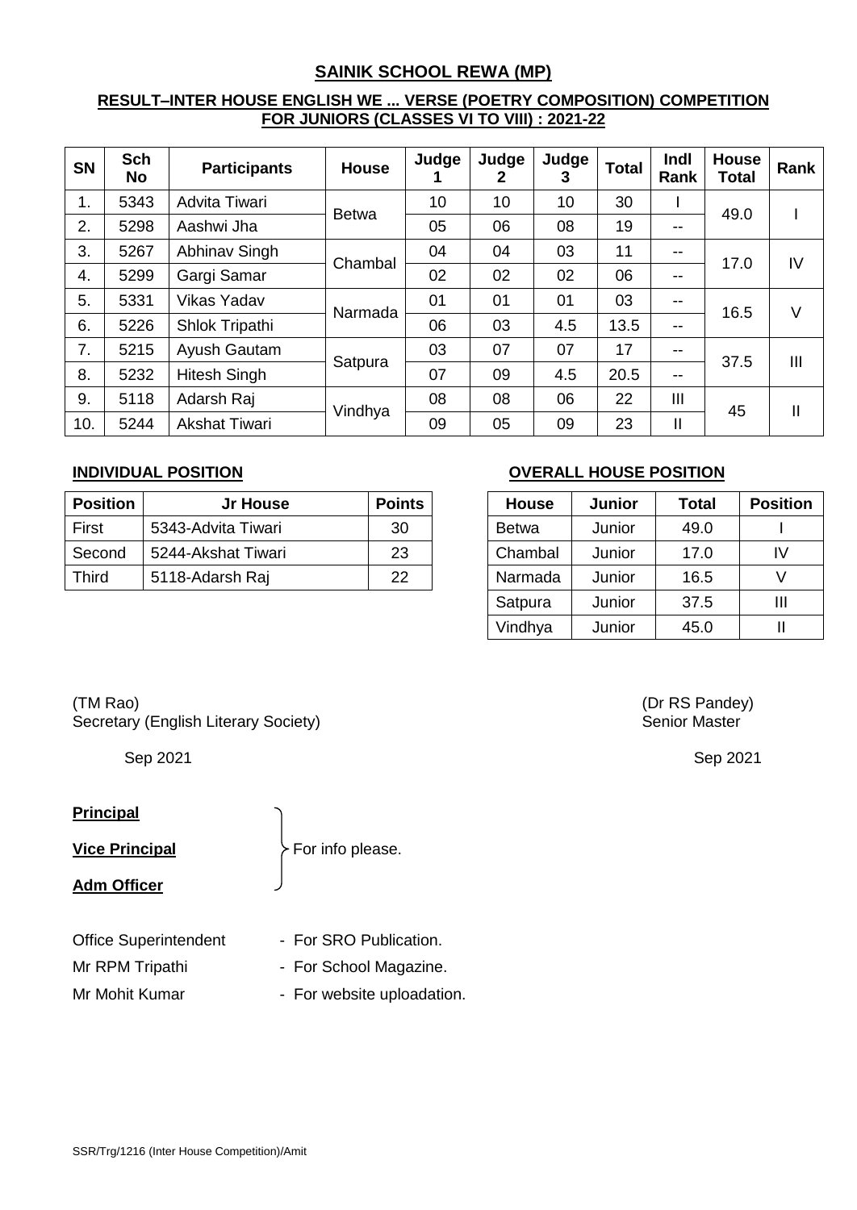# SAINIK SCHOOL REWA (MP)

## RESULT–INTER HOUSE ENGLISH WE ... VERSE (POETRY COMPOSITION) COMPETITION FOR JUNIORS (CLASSES VI TO VIII) : 2021-22

| SN | Sch No | Participants | House | Judge 1 | Judge 2 | Judge 3 | Total | Indl Rank | House Total | Rank |
|---|---|---|---|---|---|---|---|---|---|---|
| 1. | 5343 | Advita Tiwari | Betwa | 10 | 10 | 10 | 30 | I | 49.0 | I |
| 2. | 5298 | Aashwi Jha | | 05 | 06 | 08 | 19 | -- | | |
| 3. | 5267 | Abhinav Singh | Chambal | 04 | 04 | 03 | 11 | -- | 17.0 | IV |
| 4. | 5299 | Gargi Samar | | 02 | 02 | 02 | 06 | -- | | |
| 5. | 5331 | Vikas Yadav | Narmada | 01 | 01 | 01 | 03 | -- | 16.5 | V |
| 6. | 5226 | Shlok Tripathi | | 06 | 03 | 4.5 | 13.5 | -- | | |
| 7. | 5215 | Ayush Gautam | Satpura | 03 | 07 | 07 | 17 | -- | 37.5 | III |
| 8. | 5232 | Hitesh Singh | | 07 | 09 | 4.5 | 20.5 | -- | | |
| 9. | 5118 | Adarsh Raj | Vindhya | 08 | 08 | 06 | 22 | III | 45 | II |
| 10. | 5244 | Akshat Tiwari | | 09 | 05 | 09 | 23 | II | | |

**INDIVIDUAL POSITION**

| Position | Jr House | Points |
|---|---|---|
| First | 5343-Advita Tiwari | 30 |
| Second | 5244-Akshat Tiwari | 23 |
| Third | 5118-Adarsh Raj | 22 |

**OVERALL HOUSE POSITION**

| House | Junior | Total | Position |
|---|---|---|---|
| Betwa | Junior | 49.0 | I |
| Chambal | Junior | 17.0 | IV |
| Narmada | Junior | 16.5 | V |
| Satpura | Junior | 37.5 | III |
| Vindhya | Junior | 45.0 | II |

(TM Rao)
Secretary (English Literary Society)

Sep 2021

(Dr RS Pandey)
Senior Master

Sep 2021

**Principal**

**Vice Principal** } For info please.

**Adm Officer**

Office Superintendent - For SRO Publication.

Mr RPM Tripathi - For School Magazine.

Mr Mohit Kumar - For website uploadation.

SSR/Trg/1216 (Inter House Competition)/Amit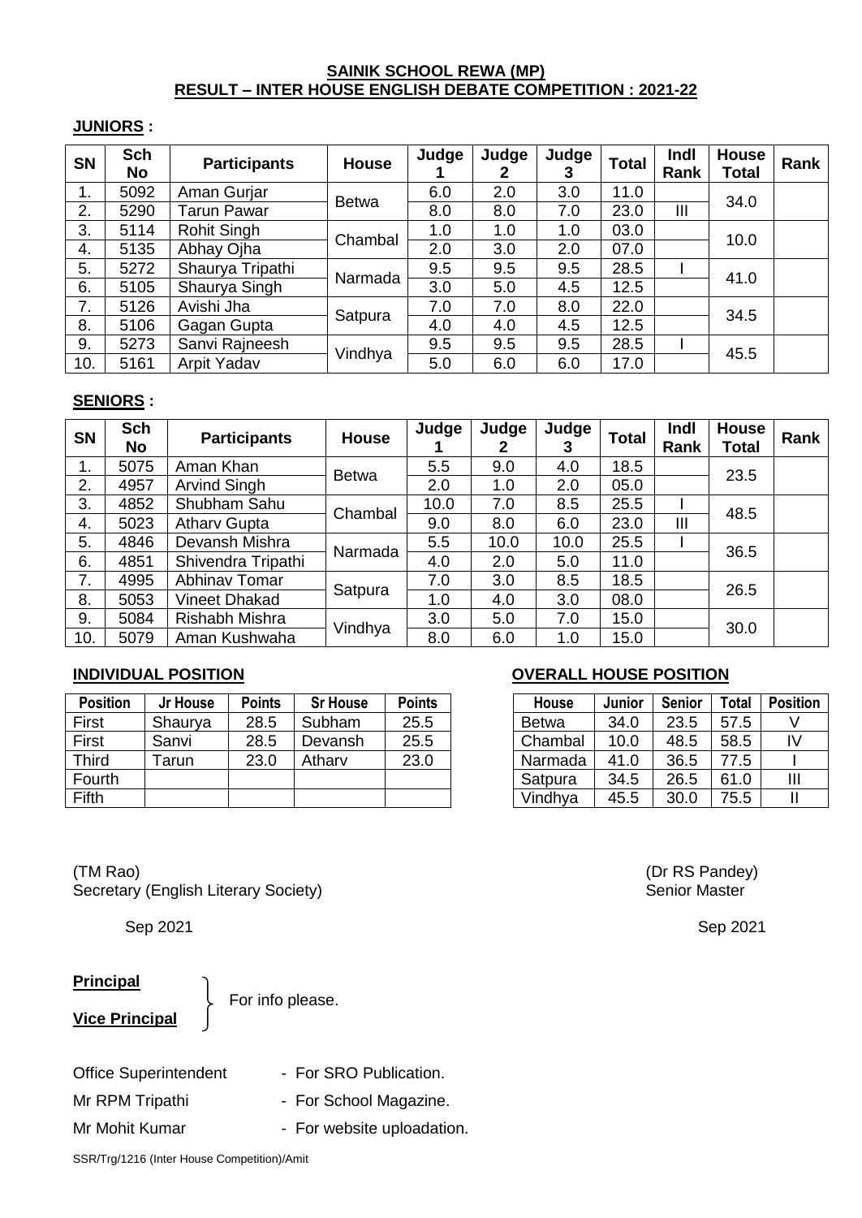**SAINIK SCHOOL REWA (MP)**
**RESULT – INTER HOUSE ENGLISH DEBATE COMPETITION : 2021-22**

**JUNIORS :**

| SN | Sch No | Participants | House | Judge 1 | Judge 2 | Judge 3 | Total | Indl Rank | House Total | Rank |
|---|---|---|---|---|---|---|---|---|---|---|
| 1. | 5092 | Aman Gurjar | Betwa | 6.0 | 2.0 | 3.0 | 11.0 | | 34.0 | |
| 2. | 5290 | Tarun Pawar | | 8.0 | 8.0 | 7.0 | 23.0 | III | | |
| 3. | 5114 | Rohit Singh | Chambal | 1.0 | 1.0 | 1.0 | 03.0 | | 10.0 | |
| 4. | 5135 | Abhay Ojha | | 2.0 | 3.0 | 2.0 | 07.0 | | | |
| 5. | 5272 | Shaurya Tripathi | Narmada | 9.5 | 9.5 | 9.5 | 28.5 | I | 41.0 | |
| 6. | 5105 | Shaurya Singh | | 3.0 | 5.0 | 4.5 | 12.5 | | | |
| 7. | 5126 | Avishi Jha | Satpura | 7.0 | 7.0 | 8.0 | 22.0 | | 34.5 | |
| 8. | 5106 | Gagan Gupta | | 4.0 | 4.0 | 4.5 | 12.5 | | | |
| 9. | 5273 | Sanvi Rajneesh | Vindhya | 9.5 | 9.5 | 9.5 | 28.5 | I | 45.5 | |
| 10. | 5161 | Arpit Yadav | | 5.0 | 6.0 | 6.0 | 17.0 | | | |

**SENIORS :**

| SN | Sch No | Participants | House | Judge 1 | Judge 2 | Judge 3 | Total | Indl Rank | House Total | Rank |
|---|---|---|---|---|---|---|---|---|---|---|
| 1. | 5075 | Aman Khan | Betwa | 5.5 | 9.0 | 4.0 | 18.5 | | 23.5 | |
| 2. | 4957 | Arvind Singh | | 2.0 | 1.0 | 2.0 | 05.0 | | | |
| 3. | 4852 | Shubham Sahu | Chambal | 10.0 | 7.0 | 8.5 | 25.5 | I | 48.5 | |
| 4. | 5023 | Atharv Gupta | | 9.0 | 8.0 | 6.0 | 23.0 | III | | |
| 5. | 4846 | Devansh Mishra | Narmada | 5.5 | 10.0 | 10.0 | 25.5 | I | 36.5 | |
| 6. | 4851 | Shivendra Tripathi | | 4.0 | 2.0 | 5.0 | 11.0 | | | |
| 7. | 4995 | Abhinav Tomar | Satpura | 7.0 | 3.0 | 8.5 | 18.5 | | 26.5 | |
| 8. | 5053 | Vineet Dhakad | | 1.0 | 4.0 | 3.0 | 08.0 | | | |
| 9. | 5084 | Rishabh Mishra | Vindhya | 3.0 | 5.0 | 7.0 | 15.0 | | 30.0 | |
| 10. | 5079 | Aman Kushwaha | | 8.0 | 6.0 | 1.0 | 15.0 | | | |

**INDIVIDUAL POSITION**

| Position | Jr House | Points | Sr House | Points |
|---|---|---|---|---|
| First | Shaurya | 28.5 | Subham | 25.5 |
| First | Sanvi | 28.5 | Devansh | 25.5 |
| Third | Tarun | 23.0 | Atharv | 23.0 |
| Fourth | | | | |
| Fifth | | | | |

**OVERALL HOUSE POSITION**

| House | Junior | Senior | Total | Position |
|---|---|---|---|---|
| Betwa | 34.0 | 23.5 | 57.5 | V |
| Chambal | 10.0 | 48.5 | 58.5 | IV |
| Narmada | 41.0 | 36.5 | 77.5 | I |
| Satpura | 34.5 | 26.5 | 61.0 | III |
| Vindhya | 45.5 | 30.0 | 75.5 | II |

(TM Rao)
Secretary (English Literary Society)

Sep 2021

(Dr RS Pandey)
Senior Master

Sep 2021

**Principal**
**Vice Principal**
} For info please.

Office Superintendent - For SRO Publication.

Mr RPM Tripathi - For School Magazine.

Mr Mohit Kumar - For website uploadation.

SSR/Trg/1216 (Inter House Competition)/Amit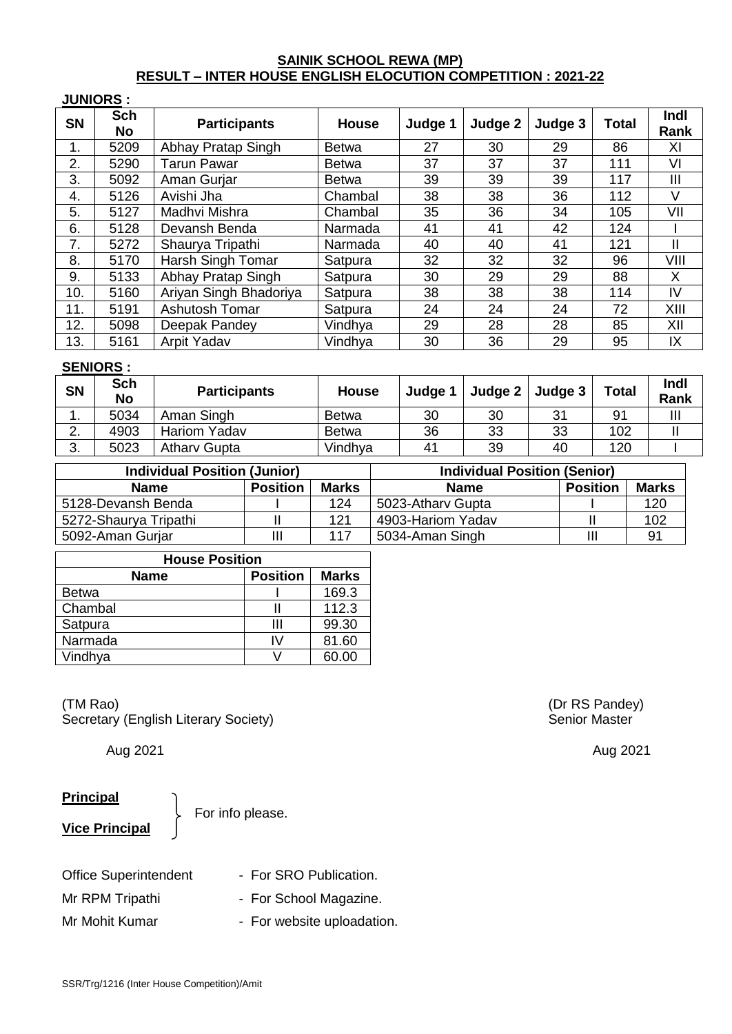**SAINIK SCHOOL REWA (MP)**
**RESULT – INTER HOUSE ENGLISH ELOCUTION COMPETITION : 2021-22**

**JUNIORS :**

| SN | Sch No | Participants | House | Judge 1 | Judge 2 | Judge 3 | Total | Indl Rank |
|---|---|---|---|---|---|---|---|---|
| 1. | 5209 | Abhay Pratap Singh | Betwa | 27 | 30 | 29 | 86 | XI |
| 2. | 5290 | Tarun Pawar | Betwa | 37 | 37 | 37 | 111 | VI |
| 3. | 5092 | Aman Gurjar | Betwa | 39 | 39 | 39 | 117 | III |
| 4. | 5126 | Avishi Jha | Chambal | 38 | 38 | 36 | 112 | V |
| 5. | 5127 | Madhvi Mishra | Chambal | 35 | 36 | 34 | 105 | VII |
| 6. | 5128 | Devansh Benda | Narmada | 41 | 41 | 42 | 124 | I |
| 7. | 5272 | Shaurya Tripathi | Narmada | 40 | 40 | 41 | 121 | II |
| 8. | 5170 | Harsh Singh Tomar | Satpura | 32 | 32 | 32 | 96 | VIII |
| 9. | 5133 | Abhay Pratap Singh | Satpura | 30 | 29 | 29 | 88 | X |
| 10. | 5160 | Ariyan Singh Bhadoriya | Satpura | 38 | 38 | 38 | 114 | IV |
| 11. | 5191 | Ashutosh Tomar | Satpura | 24 | 24 | 24 | 72 | XIII |
| 12. | 5098 | Deepak Pandey | Vindhya | 29 | 28 | 28 | 85 | XII |
| 13. | 5161 | Arpit Yadav | Vindhya | 30 | 36 | 29 | 95 | IX |

**SENIORS :**

| SN | Sch No | Participants | House | Judge 1 | Judge 2 | Judge 3 | Total | Indl Rank |
|---|---|---|---|---|---|---|---|---|
| 1. | 5034 | Aman Singh | Betwa | 30 | 30 | 31 | 91 | III |
| 2. | 4903 | Hariom Yadav | Betwa | 36 | 33 | 33 | 102 | II |
| 3. | 5023 | Atharv Gupta | Vindhya | 41 | 39 | 40 | 120 | I |

| Individual Position (Junior) | | |
|---|---|---|
| **Name** | **Position** | **Marks** |
| 5128-Devansh Benda | I | 124 |
| 5272-Shaurya Tripathi | II | 121 |
| 5092-Aman Gurjar | III | 117 |

| Individual Position (Senior) | | |
|---|---|---|
| **Name** | **Position** | **Marks** |
| 5023-Atharv Gupta | I | 120 |
| 4903-Hariom Yadav | II | 102 |
| 5034-Aman Singh | III | 91 |

| House Position | | |
|---|---|---|
| **Name** | **Position** | **Marks** |
| Betwa | I | 169.3 |
| Chambal | II | 112.3 |
| Satpura | III | 99.30 |
| Narmada | IV | 81.60 |
| Vindhya | V | 60.00 |

(TM Rao)
Secretary (English Literary Society)

Aug 2021

(Dr RS Pandey)
Senior Master

Aug 2021

**Principal**
**Vice Principal**
} For info please.

Office Superintendent - For SRO Publication.

Mr RPM Tripathi - For School Magazine.

Mr Mohit Kumar - For website uploadation.

SSR/Trg/1216 (Inter House Competition)/Amit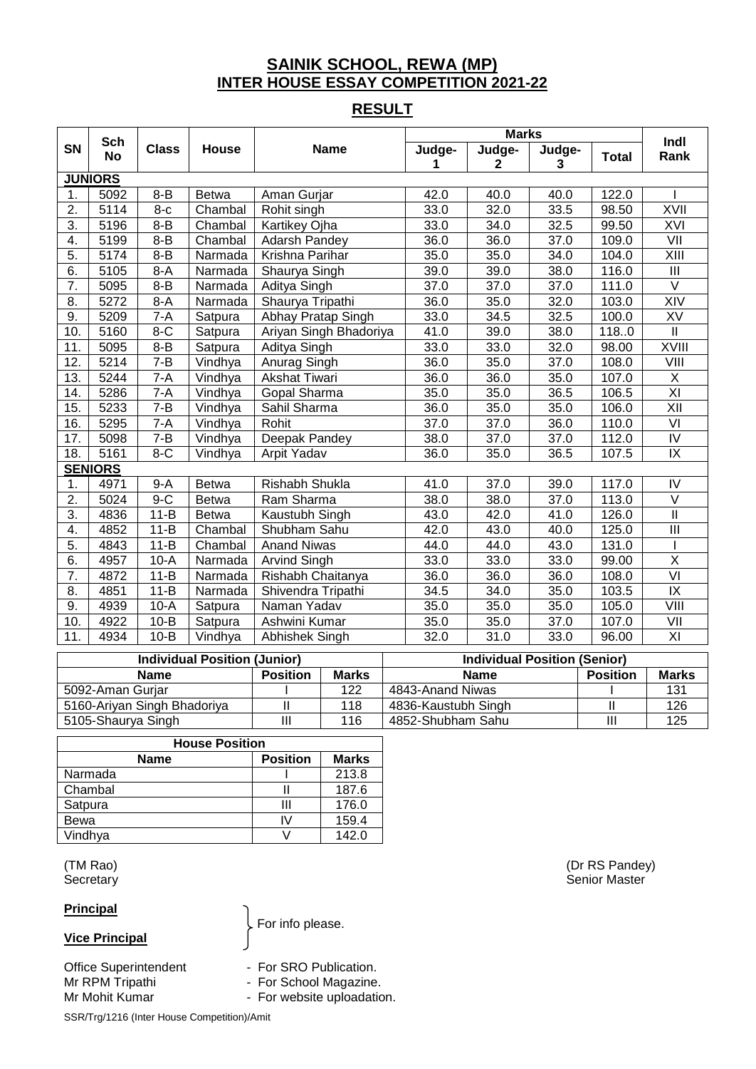# SAINIK SCHOOL, REWA (MP)
# INTER HOUSE ESSAY COMPETITION 2021-22

## RESULT

| SN | Sch No | Class | House | Name | Marks | | | | Indl Rank |
|---|---|---|---|---|---|---|---|---|---|
| | | | | | Judge-1 | Judge-2 | Judge-3 | Total | |
| **JUNIORS** | | | | | | | | | |
| 1. | 5092 | 8-B | Betwa | Aman Gurjar | 42.0 | 40.0 | 40.0 | 122.0 | I |
| 2. | 5114 | 8-c | Chambal | Rohit singh | 33.0 | 32.0 | 33.5 | 98.50 | XVII |
| 3. | 5196 | 8-B | Chambal | Kartikey Ojha | 33.0 | 34.0 | 32.5 | 99.50 | XVI |
| 4. | 5199 | 8-B | Chambal | Adarsh Pandey | 36.0 | 36.0 | 37.0 | 109.0 | VII |
| 5. | 5174 | 8-B | Narmada | Krishna Parihar | 35.0 | 35.0 | 34.0 | 104.0 | XIII |
| 6. | 5105 | 8-A | Narmada | Shaurya Singh | 39.0 | 39.0 | 38.0 | 116.0 | III |
| 7. | 5095 | 8-B | Narmada | Aditya Singh | 37.0 | 37.0 | 37.0 | 111.0 | V |
| 8. | 5272 | 8-A | Narmada | Shaurya Tripathi | 36.0 | 35.0 | 32.0 | 103.0 | XIV |
| 9. | 5209 | 7-A | Satpura | Abhay Pratap Singh | 33.0 | 34.5 | 32.5 | 100.0 | XV |
| 10. | 5160 | 8-C | Satpura | Ariyan Singh Bhadoriya | 41.0 | 39.0 | 38.0 | 118..0 | II |
| 11. | 5095 | 8-B | Satpura | Aditya Singh | 33.0 | 33.0 | 32.0 | 98.00 | XVIII |
| 12. | 5214 | 7-B | Vindhya | Anurag Singh | 36.0 | 35.0 | 37.0 | 108.0 | VIII |
| 13. | 5244 | 7-A | Vindhya | Akshat Tiwari | 36.0 | 36.0 | 35.0 | 107.0 | X |
| 14. | 5286 | 7-A | Vindhya | Gopal Sharma | 35.0 | 35.0 | 36.5 | 106.5 | XI |
| 15. | 5233 | 7-B | Vindhya | Sahil Sharma | 36.0 | 35.0 | 35.0 | 106.0 | XII |
| 16. | 5295 | 7-A | Vindhya | Rohit | 37.0 | 37.0 | 36.0 | 110.0 | VI |
| 17. | 5098 | 7-B | Vindhya | Deepak Pandey | 38.0 | 37.0 | 37.0 | 112.0 | IV |
| 18. | 5161 | 8-C | Vindhya | Arpit Yadav | 36.0 | 35.0 | 36.5 | 107.5 | IX |
| **SENIORS** | | | | | | | | | |
| 1. | 4971 | 9-A | Betwa | Rishabh Shukla | 41.0 | 37.0 | 39.0 | 117.0 | IV |
| 2. | 5024 | 9-C | Betwa | Ram Sharma | 38.0 | 38.0 | 37.0 | 113.0 | V |
| 3. | 4836 | 11-B | Betwa | Kaustubh Singh | 43.0 | 42.0 | 41.0 | 126.0 | II |
| 4. | 4852 | 11-B | Chambal | Shubham Sahu | 42.0 | 43.0 | 40.0 | 125.0 | III |
| 5. | 4843 | 11-B | Chambal | Anand Niwas | 44.0 | 44.0 | 43.0 | 131.0 | I |
| 6. | 4957 | 10-A | Narmada | Arvind Singh | 33.0 | 33.0 | 33.0 | 99.00 | X |
| 7. | 4872 | 11-B | Narmada | Rishabh Chaitanya | 36.0 | 36.0 | 36.0 | 108.0 | VI |
| 8. | 4851 | 11-B | Narmada | Shivendra Tripathi | 34.5 | 34.0 | 35.0 | 103.5 | IX |
| 9. | 4939 | 10-A | Satpura | Naman Yadav | 35.0 | 35.0 | 35.0 | 105.0 | VIII |
| 10. | 4922 | 10-B | Satpura | Ashwini Kumar | 35.0 | 35.0 | 37.0 | 107.0 | VII |
| 11. | 4934 | 10-B | Vindhya | Abhishek Singh | 32.0 | 31.0 | 33.0 | 96.00 | XI |

| Individual Position (Junior) | | |
|---|---|---|
| **Name** | **Position** | **Marks** |
| 5092-Aman Gurjar | I | 122 |
| 5160-Ariyan Singh Bhadoriya | II | 118 |
| 5105-Shaurya Singh | III | 116 |

| Individual Position (Senior) | | |
|---|---|---|
| **Name** | **Position** | **Marks** |
| 4843-Anand Niwas | I | 131 |
| 4836-Kaustubh Singh | II | 126 |
| 4852-Shubham Sahu | III | 125 |

| House Position | | |
|---|---|---|
| **Name** | **Position** | **Marks** |
| Narmada | I | 213.8 |
| Chambal | II | 187.6 |
| Satpura | III | 176.0 |
| Bewa | IV | 159.4 |
| Vindhya | V | 142.0 |

(TM Rao)
Secretary

(Dr RS Pandey)
Senior Master

**Principal**

**Vice Principal**

} For info please.

Office Superintendent - For SRO Publication.
Mr RPM Tripathi - For School Magazine.
Mr Mohit Kumar - For website uploadation.

SSR/Trg/1216 (Inter House Competition)/Amit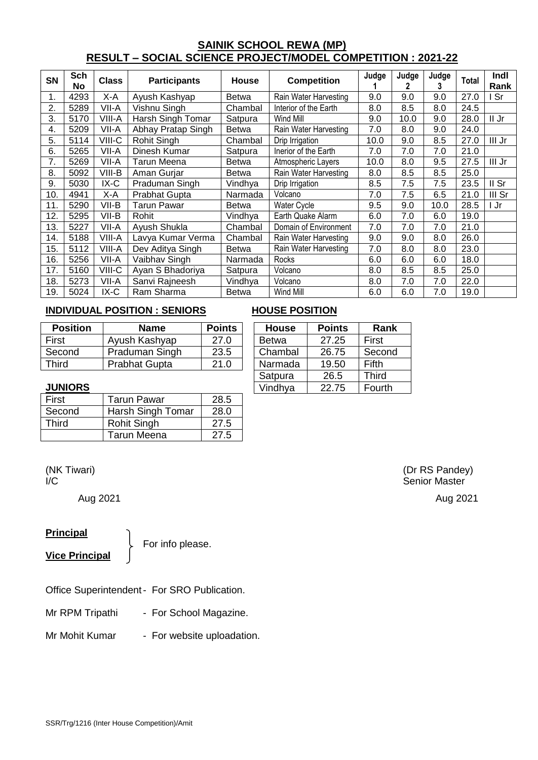## SAINIK SCHOOL REWA (MP)
## RESULT – SOCIAL SCIENCE PROJECT/MODEL COMPETITION : 2021-22

| SN | Sch No | Class | Participants | House | Competition | Judge 1 | Judge 2 | Judge 3 | Total | Indl Rank |
|---|---|---|---|---|---|---|---|---|---|---|
| 1. | 4293 | X-A | Ayush Kashyap | Betwa | Rain Water Harvesting | 9.0 | 9.0 | 9.0 | 27.0 | I Sr |
| 2. | 5289 | VII-A | Vishnu Singh | Chambal | Interior of the Earth | 8.0 | 8.5 | 8.0 | 24.5 | |
| 3. | 5170 | VIII-A | Harsh Singh Tomar | Satpura | Wind Mill | 9.0 | 10.0 | 9.0 | 28.0 | II Jr |
| 4. | 5209 | VII-A | Abhay Pratap Singh | Betwa | Rain Water Harvesting | 7.0 | 8.0 | 9.0 | 24.0 | |
| 5. | 5114 | VIII-C | Rohit Singh | Chambal | Drip Irrigation | 10.0 | 9.0 | 8.5 | 27.0 | III Jr |
| 6. | 5265 | VII-A | Dinesh Kumar | Satpura | Inerior of the Earth | 7.0 | 7.0 | 7.0 | 21.0 | |
| 7. | 5269 | VII-A | Tarun Meena | Betwa | Atmospheric Layers | 10.0 | 8.0 | 9.5 | 27.5 | III Jr |
| 8. | 5092 | VIII-B | Aman Gurjar | Betwa | Rain Water Harvesting | 8.0 | 8.5 | 8.5 | 25.0 | |
| 9. | 5030 | IX-C | Praduman Singh | Vindhya | Drip Irrigation | 8.5 | 7.5 | 7.5 | 23.5 | II Sr |
| 10. | 4941 | X-A | Prabhat Gupta | Narmada | Volcano | 7.0 | 7.5 | 6.5 | 21.0 | III Sr |
| 11. | 5290 | VII-B | Tarun Pawar | Betwa | Water Cycle | 9.5 | 9.0 | 10.0 | 28.5 | I Jr |
| 12. | 5295 | VII-B | Rohit | Vindhya | Earth Quake Alarm | 6.0 | 7.0 | 6.0 | 19.0 | |
| 13. | 5227 | VII-A | Ayush Shukla | Chambal | Domain of Environment | 7.0 | 7.0 | 7.0 | 21.0 | |
| 14. | 5188 | VIII-A | Lavya Kumar Verma | Chambal | Rain Water Harvesting | 9.0 | 9.0 | 8.0 | 26.0 | |
| 15. | 5112 | VIII-A | Dev Aditya Singh | Betwa | Rain Water Harvesting | 7.0 | 8.0 | 8.0 | 23.0 | |
| 16. | 5256 | VII-A | Vaibhav Singh | Narmada | Rocks | 6.0 | 6.0 | 6.0 | 18.0 | |
| 17. | 5160 | VIII-C | Ayan S Bhadoriya | Satpura | Volcano | 8.0 | 8.5 | 8.5 | 25.0 | |
| 18. | 5273 | VII-A | Sanvi Rajneesh | Vindhya | Volcano | 8.0 | 7.0 | 7.0 | 22.0 | |
| 19. | 5024 | IX-C | Ram Sharma | Betwa | Wind Mill | 6.0 | 6.0 | 7.0 | 19.0 | |

**INDIVIDUAL POSITION : SENIORS**

| Position | Name | Points |
|---|---|---|
| First | Ayush Kashyap | 27.0 |
| Second | Praduman Singh | 23.5 |
| Third | Prabhat Gupta | 21.0 |

**JUNIORS**

| Position | Name | Points |
|---|---|---|
| First | Tarun Pawar | 28.5 |
| Second | Harsh Singh Tomar | 28.0 |
| Third | Rohit Singh | 27.5 |
| | Tarun Meena | 27.5 |

**HOUSE POSITION**

| House | Points | Rank |
|---|---|---|
| Betwa | 27.25 | First |
| Chambal | 26.75 | Second |
| Narmada | 19.50 | Fifth |
| Satpura | 26.5 | Third |
| Vindhya | 22.75 | Fourth |

(NK Tiwari)
I/C

Aug 2021

(Dr RS Pandey)
Senior Master

Aug 2021

**Principal**
**Vice Principal**
} For info please.

Office Superintendent - For SRO Publication.

Mr RPM Tripathi - For School Magazine.

Mr Mohit Kumar - For website uploadation.

SSR/Trg/1216 (Inter House Competition)/Amit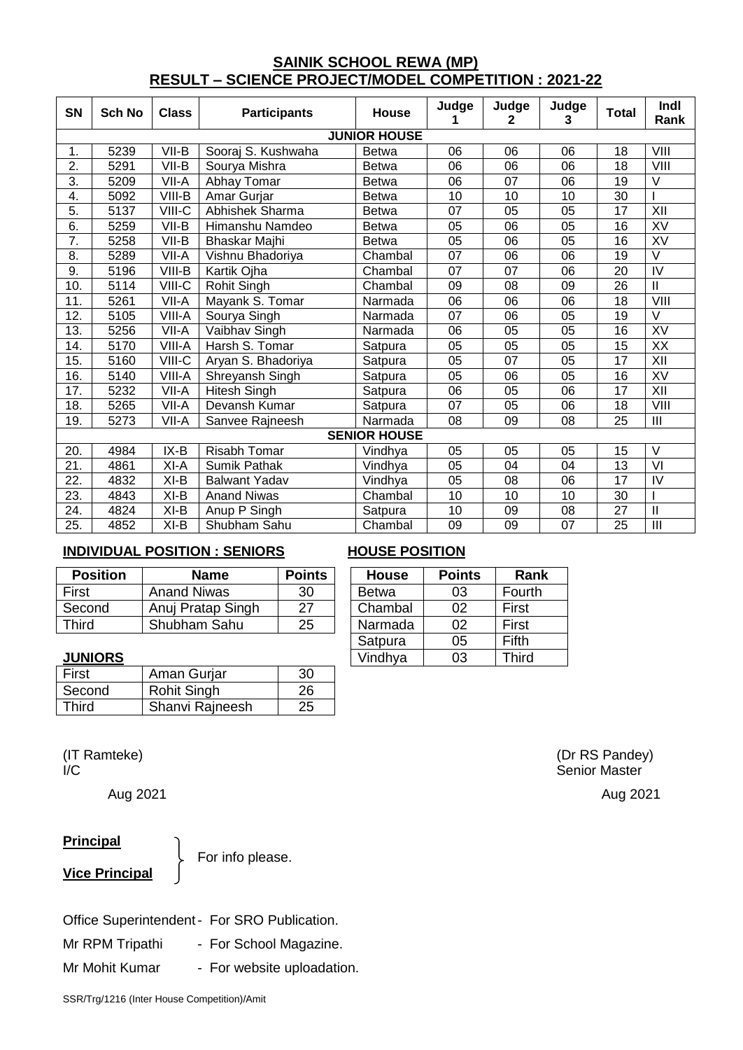## SAINIK SCHOOL REWA (MP)
## RESULT – SCIENCE PROJECT/MODEL COMPETITION : 2021-22

| SN | Sch No | Class | Participants | House | Judge 1 | Judge 2 | Judge 3 | Total | Indl Rank |
|---|---|---|---|---|---|---|---|---|---|
| **JUNIOR HOUSE** | | | | | | | | | |
| 1. | 5239 | VII-B | Sooraj S. Kushwaha | Betwa | 06 | 06 | 06 | 18 | VIII |
| 2. | 5291 | VII-B | Sourya Mishra | Betwa | 06 | 06 | 06 | 18 | VIII |
| 3. | 5209 | VII-A | Abhay Tomar | Betwa | 06 | 07 | 06 | 19 | V |
| 4. | 5092 | VIII-B | Amar Gurjar | Betwa | 10 | 10 | 10 | 30 | I |
| 5. | 5137 | VIII-C | Abhishek Sharma | Betwa | 07 | 05 | 05 | 17 | XII |
| 6. | 5259 | VII-B | Himanshu Namdeo | Betwa | 05 | 06 | 05 | 16 | XV |
| 7. | 5258 | VII-B | Bhaskar Majhi | Betwa | 05 | 06 | 05 | 16 | XV |
| 8. | 5289 | VII-A | Vishnu Bhadoriya | Chambal | 07 | 06 | 06 | 19 | V |
| 9. | 5196 | VIII-B | Kartik Ojha | Chambal | 07 | 07 | 06 | 20 | IV |
| 10. | 5114 | VIII-C | Rohit Singh | Chambal | 09 | 08 | 09 | 26 | II |
| 11. | 5261 | VII-A | Mayank S. Tomar | Narmada | 06 | 06 | 06 | 18 | VIII |
| 12. | 5105 | VIII-A | Sourya Singh | Narmada | 07 | 06 | 05 | 19 | V |
| 13. | 5256 | VII-A | Vaibhav Singh | Narmada | 06 | 05 | 05 | 16 | XV |
| 14. | 5170 | VIII-A | Harsh S. Tomar | Satpura | 05 | 05 | 05 | 15 | XX |
| 15. | 5160 | VIII-C | Aryan S. Bhadoriya | Satpura | 05 | 07 | 05 | 17 | XII |
| 16. | 5140 | VIII-A | Shreyansh Singh | Satpura | 05 | 06 | 05 | 16 | XV |
| 17. | 5232 | VII-A | Hitesh Singh | Satpura | 06 | 05 | 06 | 17 | XII |
| 18. | 5265 | VII-A | Devansh Kumar | Satpura | 07 | 05 | 06 | 18 | VIII |
| 19. | 5273 | VII-A | Sanvee Rajneesh | Narmada | 08 | 09 | 08 | 25 | III |
| **SENIOR HOUSE** | | | | | | | | | |
| 20. | 4984 | IX-B | Risabh Tomar | Vindhya | 05 | 05 | 05 | 15 | V |
| 21. | 4861 | XI-A | Sumik Pathak | Vindhya | 05 | 04 | 04 | 13 | VI |
| 22. | 4832 | XI-B | Balwant Yadav | Vindhya | 05 | 08 | 06 | 17 | IV |
| 23. | 4843 | XI-B | Anand Niwas | Chambal | 10 | 10 | 10 | 30 | I |
| 24. | 4824 | XI-B | Anup P Singh | Satpura | 10 | 09 | 08 | 27 | II |
| 25. | 4852 | XI-B | Shubham Sahu | Chambal | 09 | 09 | 07 | 25 | III |

**INDIVIDUAL POSITION : SENIORS**

| Position | Name | Points |
|---|---|---|
| First | Anand Niwas | 30 |
| Second | Anuj Pratap Singh | 27 |
| Third | Shubham Sahu | 25 |

**JUNIORS**

| Position | Name | Points |
|---|---|---|
| First | Aman Gurjar | 30 |
| Second | Rohit Singh | 26 |
| Third | Shanvi Rajneesh | 25 |

**HOUSE POSITION**

| House | Points | Rank |
|---|---|---|
| Betwa | 03 | Fourth |
| Chambal | 02 | First |
| Narmada | 02 | First |
| Satpura | 05 | Fifth |
| Vindhya | 03 | Third |

(IT Ramteke)
I/C

Aug 2021

(Dr RS Pandey)
Senior Master

Aug 2021

**Principal**
**Vice Principal**
} For info please.

Office Superintendent - For SRO Publication.

Mr RPM Tripathi - For School Magazine.

Mr Mohit Kumar - For website uploadation.

SSR/Trg/1216 (Inter House Competition)/Amit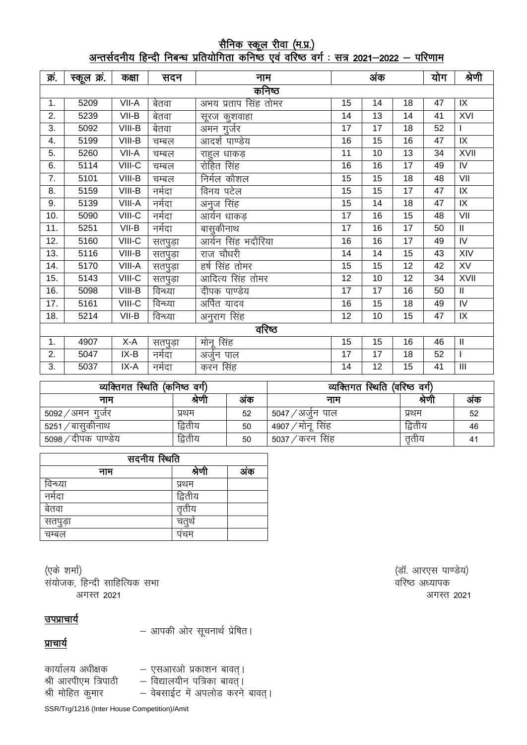# सैनिक स्कूल रीवा (म.प्र.)

## अन्तर्सदनीय हिन्दी निबन्ध प्रतियोगिता कनिष्ठ एवं वरिष्ठ वर्ग : सत्र 2021–2022 – परिणाम

| क्रं. | स्कूल क्रं. | कक्षा | सदन | नाम | अंक | | | योग | श्रेणी |
|---|---|---|---|---|---|---|---|---|---|
| **कनिष्ठ** | | | | | | | | | |
| 1. | 5209 | VII-A | बेतवा | अभय प्रताप सिंह तोमर | 15 | 14 | 18 | 47 | IX |
| 2. | 5239 | VII-B | बेतवा | सूरज कुशवाहा | 14 | 13 | 14 | 41 | XVI |
| 3. | 5092 | VIII-B | बेतवा | अमन गुर्जर | 17 | 17 | 18 | 52 | I |
| 4. | 5199 | VIII-B | चम्बल | आदर्श पाण्डेय | 16 | 15 | 16 | 47 | IX |
| 5. | 5260 | VII-A | चम्बल | राहुल धाकड़ | 11 | 10 | 13 | 34 | XVII |
| 6. | 5114 | VIII-C | चम्बल | रोहित सिंह | 16 | 16 | 17 | 49 | IV |
| 7. | 5101 | VIII-B | चम्बल | निर्मल कौशल | 15 | 15 | 18 | 48 | VII |
| 8. | 5159 | VIII-B | नर्मदा | विनय पटेल | 15 | 15 | 17 | 47 | IX |
| 9. | 5139 | VIII-A | नर्मदा | अनुज सिंह | 15 | 14 | 18 | 47 | IX |
| 10. | 5090 | VIII-C | नर्मदा | आर्यन धाकड़ | 17 | 16 | 15 | 48 | VII |
| 11. | 5251 | VII-B | नर्मदा | बासुकीनाथ | 17 | 16 | 17 | 50 | II |
| 12. | 5160 | VIII-C | सतपुड़ा | आर्यन सिंह भदौरिया | 16 | 16 | 17 | 49 | IV |
| 13. | 5116 | VIII-B | सतपुड़ा | राज चौधरी | 14 | 14 | 15 | 43 | XIV |
| 14. | 5170 | VIII-A | सतपुड़ा | हर्ष सिंह तोमर | 15 | 15 | 12 | 42 | XV |
| 15. | 5143 | VIII-C | सतपुड़ा | आदित्य सिंह तोमर | 12 | 10 | 12 | 34 | XVII |
| 16. | 5098 | VIII-B | विन्ध्या | दीपक पाण्डेय | 17 | 17 | 16 | 50 | II |
| 17. | 5161 | VIII-C | विन्ध्या | अर्पित यादव | 16 | 15 | 18 | 49 | IV |
| 18. | 5214 | VII-B | विन्ध्या | अनुराग सिंह | 12 | 10 | 15 | 47 | IX |
| **वरिष्ठ** | | | | | | | | | |
| 1. | 4907 | X-A | सतपुड़ा | मोनू सिंह | 15 | 15 | 16 | 46 | II |
| 2. | 5047 | IX-B | नर्मदा | अर्जुन पाल | 17 | 17 | 18 | 52 | I |
| 3. | 5037 | IX-A | नर्मदा | करन सिंह | 14 | 12 | 15 | 41 | III |

| व्यक्तिगत स्थिति (कनिष्ठ वर्ग) | | |
|---|---|---|
| नाम | श्रेणी | अंक |
| 5092 / अमन गुर्जर | प्रथम | 52 |
| 5251 / बासुकीनाथ | द्वितीय | 50 |
| 5098 / दीपक पाण्डेय | द्वितीय | 50 |

| व्यक्तिगत स्थिति (वरिष्ठ वर्ग) | | |
|---|---|---|
| नाम | श्रेणी | अंक |
| 5047 / अर्जुन पाल | प्रथम | 52 |
| 4907 / मोनू सिंह | द्वितीय | 46 |
| 5037 / करन सिंह | तृतीय | 41 |

| सदनीय स्थिति | | |
|---|---|---|
| नाम | श्रेणी | अंक |
| विन्ध्या | प्रथम | |
| नर्मदा | द्वितीय | |
| बेतवा | तृतीय | |
| सतपुड़ा | चतुर्थ | |
| चम्बल | पंचम | |

(एके शर्मा)
संयोजक, हिन्दी साहित्यिक सभा
अगस्त 2021

(डॉ. आरएस पाण्डेय)
वरिष्ठ अध्यापक
अगस्त 2021

**उपप्राचार्य**

– आपकी ओर सूचनार्थ प्रेषित।

**प्राचार्य**

कार्यालय अधीक्षक – एसआरओ प्रकाशन बावत्।
श्री आरपीएम त्रिपाठी – विद्यालयीन पत्रिका बावत्।
श्री मोहित कुमार – वेबसाईट में अपलोड करने बावत्।

SSR/Trg/1216 (Inter House Competition)/Amit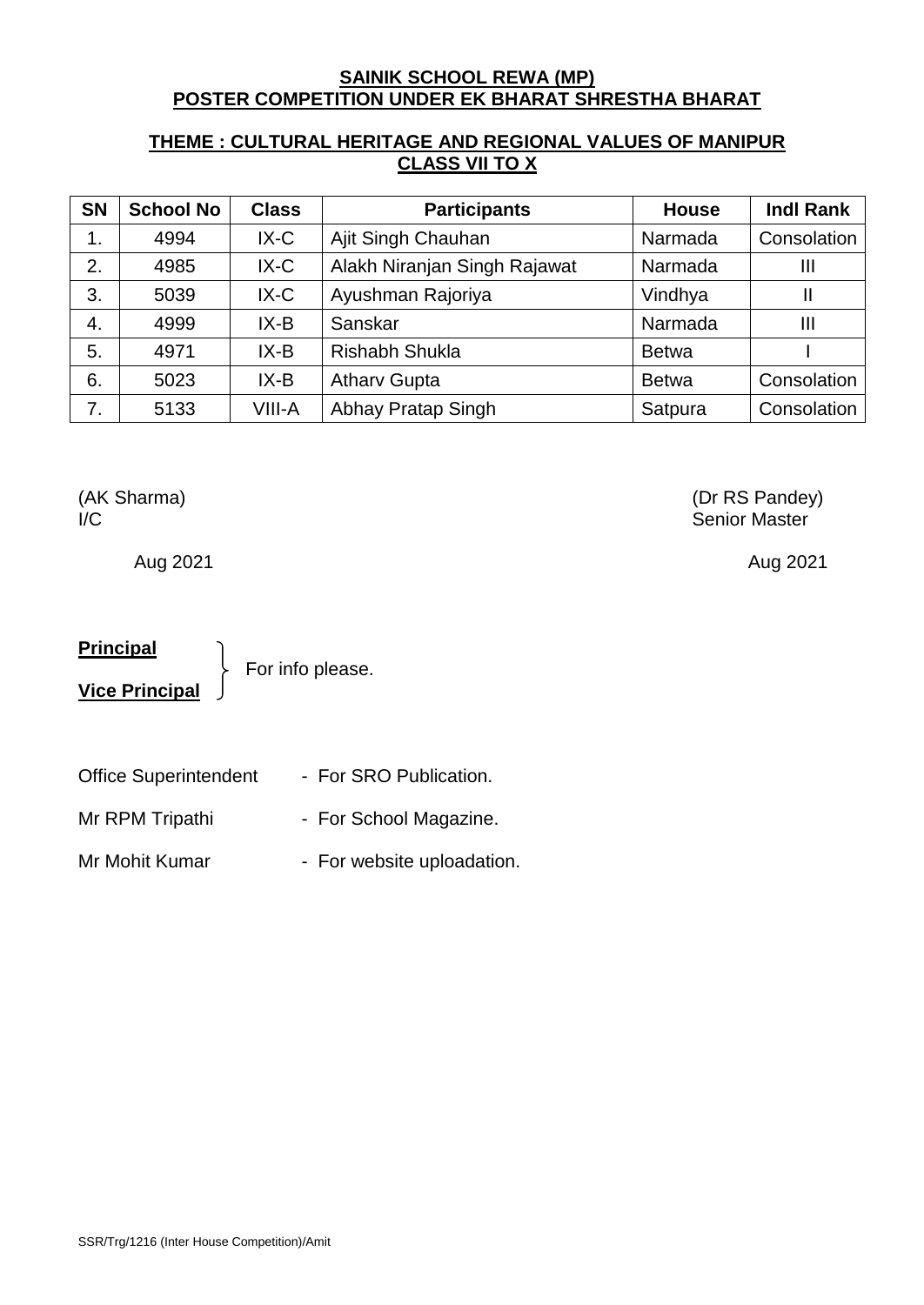**SAINIK SCHOOL REWA (MP)**
**POSTER COMPETITION UNDER EK BHARAT SHRESTHA BHARAT**

**THEME : CULTURAL HERITAGE AND REGIONAL VALUES OF MANIPUR**
**CLASS VII TO X**

| SN | School No | Class | Participants | House | Indl Rank |
|---|---|---|---|---|---|
| 1. | 4994 | IX-C | Ajit Singh Chauhan | Narmada | Consolation |
| 2. | 4985 | IX-C | Alakh Niranjan Singh Rajawat | Narmada | III |
| 3. | 5039 | IX-C | Ayushman Rajoriya | Vindhya | II |
| 4. | 4999 | IX-B | Sanskar | Narmada | III |
| 5. | 4971 | IX-B | Rishabh Shukla | Betwa | I |
| 6. | 5023 | IX-B | Atharv Gupta | Betwa | Consolation |
| 7. | 5133 | VIII-A | Abhay Pratap Singh | Satpura | Consolation |

(AK Sharma)
I/C

Aug 2021

(Dr RS Pandey)
Senior Master

Aug 2021

**Principal**
**Vice Principal**
} For info please.

Office Superintendent - For SRO Publication.

Mr RPM Tripathi - For School Magazine.

Mr Mohit Kumar - For website uploadation.

SSR/Trg/1216 (Inter House Competition)/Amit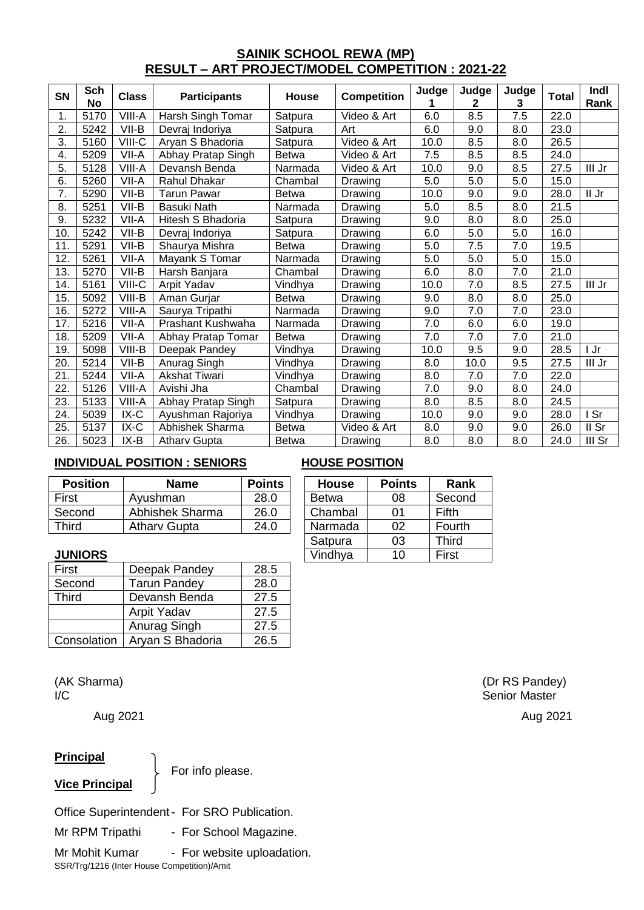## SAINIK SCHOOL REWA (MP)
## RESULT – ART PROJECT/MODEL COMPETITION : 2021-22

| SN | Sch No | Class | Participants | House | Competition | Judge 1 | Judge 2 | Judge 3 | Total | Indl Rank |
|---|---|---|---|---|---|---|---|---|---|---|
| 1. | 5170 | VIII-A | Harsh Singh Tomar | Satpura | Video & Art | 6.0 | 8.5 | 7.5 | 22.0 | |
| 2. | 5242 | VII-B | Devraj Indoriya | Satpura | Art | 6.0 | 9.0 | 8.0 | 23.0 | |
| 3. | 5160 | VIII-C | Aryan S Bhadoria | Satpura | Video & Art | 10.0 | 8.5 | 8.0 | 26.5 | |
| 4. | 5209 | VII-A | Abhay Pratap Singh | Betwa | Video & Art | 7.5 | 8.5 | 8.5 | 24.0 | |
| 5. | 5128 | VIII-A | Devansh Benda | Narmada | Video & Art | 10.0 | 9.0 | 8.5 | 27.5 | III Jr |
| 6. | 5260 | VII-A | Rahul Dhakar | Chambal | Drawing | 5.0 | 5.0 | 5.0 | 15.0 | |
| 7. | 5290 | VII-B | Tarun Pawar | Betwa | Drawing | 10.0 | 9.0 | 9.0 | 28.0 | II Jr |
| 8. | 5251 | VII-B | Basuki Nath | Narmada | Drawing | 5.0 | 8.5 | 8.0 | 21.5 | |
| 9. | 5232 | VII-A | Hitesh S Bhadoria | Satpura | Drawing | 9.0 | 8.0 | 8.0 | 25.0 | |
| 10. | 5242 | VII-B | Devraj Indoriya | Satpura | Drawing | 6.0 | 5.0 | 5.0 | 16.0 | |
| 11. | 5291 | VII-B | Shaurya Mishra | Betwa | Drawing | 5.0 | 7.5 | 7.0 | 19.5 | |
| 12. | 5261 | VII-A | Mayank S Tomar | Narmada | Drawing | 5.0 | 5.0 | 5.0 | 15.0 | |
| 13. | 5270 | VII-B | Harsh Banjara | Chambal | Drawing | 6.0 | 8.0 | 7.0 | 21.0 | |
| 14. | 5161 | VIII-C | Arpit Yadav | Vindhya | Drawing | 10.0 | 7.0 | 8.5 | 27.5 | III Jr |
| 15. | 5092 | VIII-B | Aman Gurjar | Betwa | Drawing | 9.0 | 8.0 | 8.0 | 25.0 | |
| 16. | 5272 | VIII-A | Saurya Tripathi | Narmada | Drawing | 9.0 | 7.0 | 7.0 | 23.0 | |
| 17. | 5216 | VII-A | Prashant Kushwaha | Narmada | Drawing | 7.0 | 6.0 | 6.0 | 19.0 | |
| 18. | 5209 | VII-A | Abhay Pratap Tomar | Betwa | Drawing | 7.0 | 7.0 | 7.0 | 21.0 | |
| 19. | 5098 | VIII-B | Deepak Pandey | Vindhya | Drawing | 10.0 | 9.5 | 9.0 | 28.5 | I Jr |
| 20. | 5214 | VII-B | Anurag Singh | Vindhya | Drawing | 8.0 | 10.0 | 9.5 | 27.5 | III Jr |
| 21. | 5244 | VII-A | Akshat Tiwari | Vindhya | Drawing | 8.0 | 7.0 | 7.0 | 22.0 | |
| 22. | 5126 | VIII-A | Avishi Jha | Chambal | Drawing | 7.0 | 9.0 | 8.0 | 24.0 | |
| 23. | 5133 | VIII-A | Abhay Pratap Singh | Satpura | Drawing | 8.0 | 8.5 | 8.0 | 24.5 | |
| 24. | 5039 | IX-C | Ayushman Rajoriya | Vindhya | Drawing | 10.0 | 9.0 | 9.0 | 28.0 | I Sr |
| 25. | 5137 | IX-C | Abhishek Sharma | Betwa | Video & Art | 8.0 | 9.0 | 9.0 | 26.0 | II Sr |
| 26. | 5023 | IX-B | Atharv Gupta | Betwa | Drawing | 8.0 | 8.0 | 8.0 | 24.0 | III Sr |

**INDIVIDUAL POSITION : SENIORS**

| Position | Name | Points |
|---|---|---|
| First | Ayushman | 28.0 |
| Second | Abhishek Sharma | 26.0 |
| Third | Atharv Gupta | 24.0 |

**JUNIORS**

| Position | Name | Points |
|---|---|---|
| First | Deepak Pandey | 28.5 |
| Second | Tarun Pandey | 28.0 |
| Third | Devansh Benda | 27.5 |
| | Arpit Yadav | 27.5 |
| | Anurag Singh | 27.5 |
| Consolation | Aryan S Bhadoria | 26.5 |

**HOUSE POSITION**

| House | Points | Rank |
|---|---|---|
| Betwa | 08 | Second |
| Chambal | 01 | Fifth |
| Narmada | 02 | Fourth |
| Satpura | 03 | Third |
| Vindhya | 10 | First |

(AK Sharma)
I/C

Aug 2021

(Dr RS Pandey)
Senior Master

Aug 2021

**Principal**
**Vice Principal**
} For info please.

Office Superintendent - For SRO Publication.

Mr RPM Tripathi - For School Magazine.

Mr Mohit Kumar - For website uploadation.

SSR/Trg/1216 (Inter House Competition)/Amit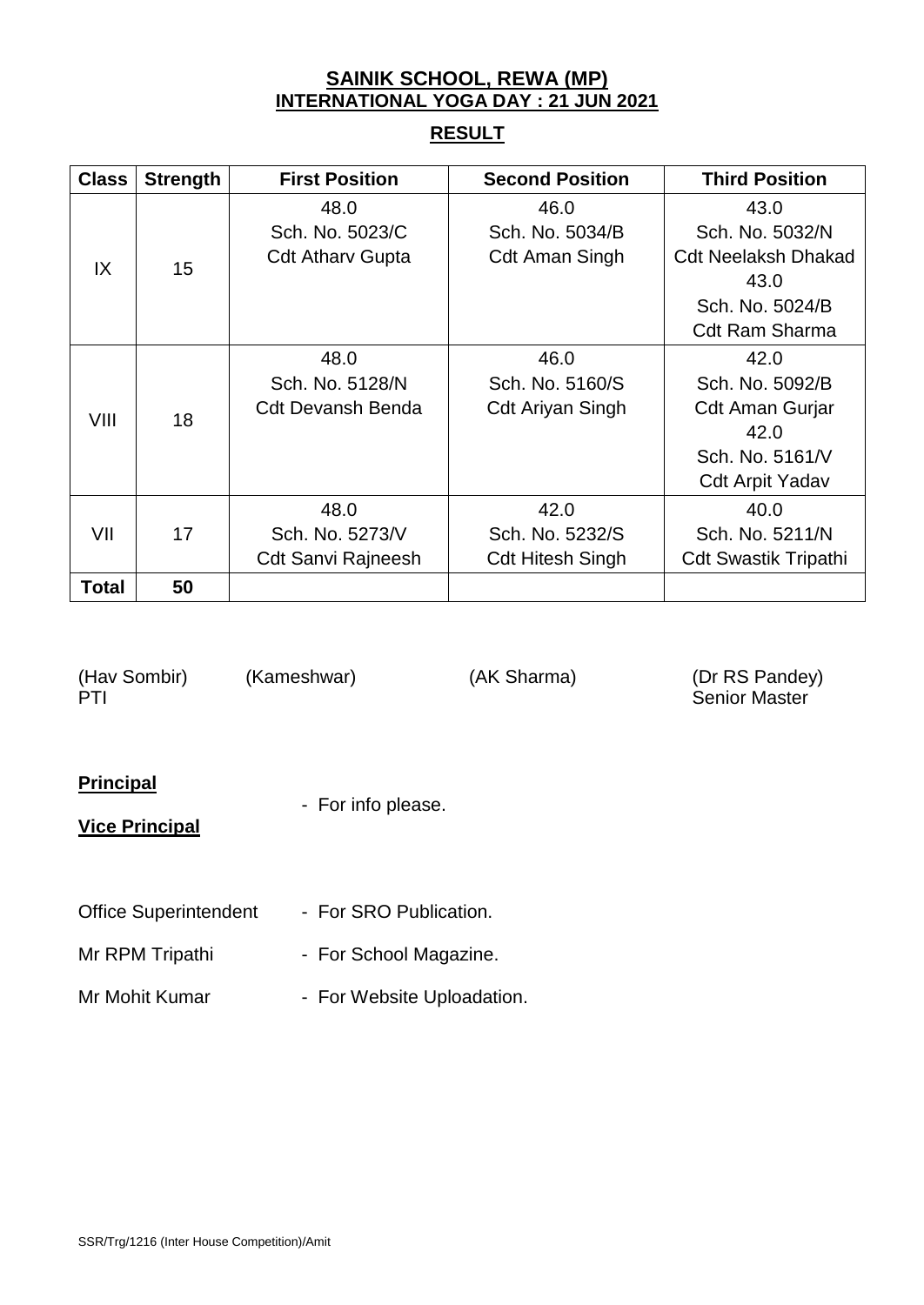**SAINIK SCHOOL, REWA (MP)**
**INTERNATIONAL YOGA DAY : 21 JUN 2021**

**RESULT**

| Class | Strength | First Position | Second Position | Third Position |
|---|---|---|---|---|
| IX | 15 | 48.0<br>Sch. No. 5023/C<br>Cdt Atharv Gupta | 46.0<br>Sch. No. 5034/B<br>Cdt Aman Singh | 43.0<br>Sch. No. 5032/N<br>Cdt Neelaksh Dhakad<br>43.0<br>Sch. No. 5024/B<br>Cdt Ram Sharma |
| VIII | 18 | 48.0<br>Sch. No. 5128/N<br>Cdt Devansh Benda | 46.0<br>Sch. No. 5160/S<br>Cdt Ariyan Singh | 42.0<br>Sch. No. 5092/B<br>Cdt Aman Gurjar<br>42.0<br>Sch. No. 5161/V<br>Cdt Arpit Yadav |
| VII | 17 | 48.0<br>Sch. No. 5273/V<br>Cdt Sanvi Rajneesh | 42.0<br>Sch. No. 5232/S<br>Cdt Hitesh Singh | 40.0<br>Sch. No. 5211/N<br>Cdt Swastik Tripathi |
| **Total** | **50** | | | |

(Hav Sombir) (Kameshwar) (AK Sharma) (Dr RS Pandey)
PTI Senior Master

**Principal**

**Vice Principal**

- For info please.

Office Superintendent - For SRO Publication.

Mr RPM Tripathi - For School Magazine.

Mr Mohit Kumar - For Website Uploadation.

SSR/Trg/1216 (Inter House Competition)/Amit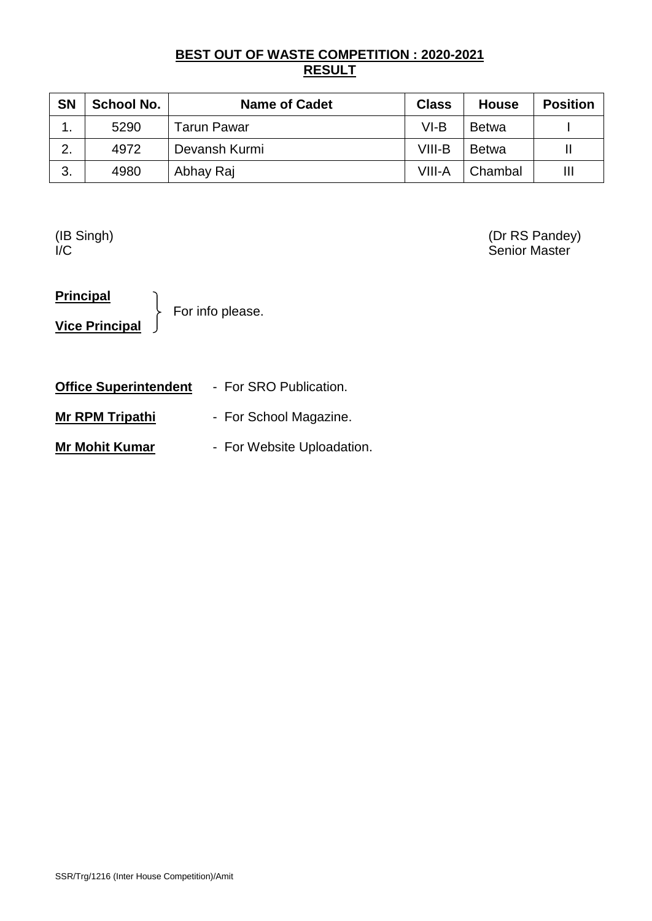**BEST OUT OF WASTE COMPETITION : 2020-2021**
**RESULT**

| SN | School No. | Name of Cadet | Class | House | Position |
|---|---|---|---|---|---|
| 1. | 5290 | Tarun Pawar | VI-B | Betwa | I |
| 2. | 4972 | Devansh Kurmi | VIII-B | Betwa | II |
| 3. | 4980 | Abhay Raj | VIII-A | Chambal | III |

(IB Singh)
I/C

(Dr RS Pandey)
Senior Master

**Principal**
**Vice Principal**
} For info please.

**Office Superintendent** - For SRO Publication.

**Mr RPM Tripathi** - For School Magazine.

**Mr Mohit Kumar** - For Website Uploadation.

SSR/Trg/1216 (Inter House Competition)/Amit